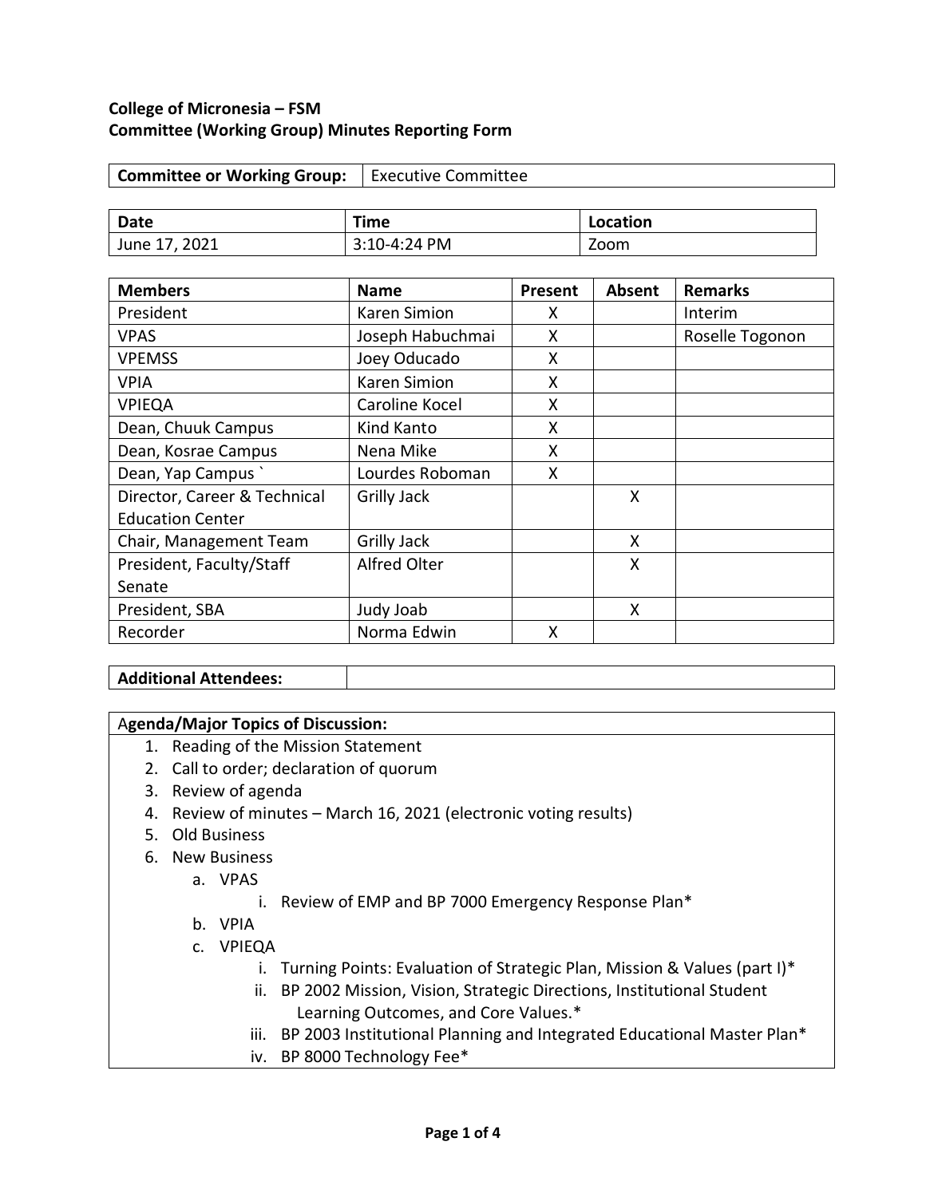**College of Micronesia – FSM**
**Committee (Working Group) Minutes Reporting Form**

| **Committee or Working Group:** | Executive Committee |
|---|---|

| **Date** | **Time** | **Location** |
|---|---|---|
| June 17, 2021 | 3:10-4:24 PM | Zoom |

| **Members** | **Name** | **Present** | **Absent** | **Remarks** |
|---|---|---|---|---|
| President | Karen Simion | X | | Interim |
| VPAS | Joseph Habuchmai | X | | Roselle Togonon |
| VPEMSS | Joey Oducado | X | | |
| VPIA | Karen Simion | X | | |
| VPIEQA | Caroline Kocel | X | | |
| Dean, Chuuk Campus | Kind Kanto | X | | |
| Dean, Kosrae Campus | Nena Mike | X | | |
| Dean, Yap Campus ` | Lourdes Roboman | X | | |
| Director, Career & Technical Education Center | Grilly Jack | | X | |
| Chair, Management Team | Grilly Jack | | X | |
| President, Faculty/Staff Senate | Alfred Olter | | X | |
| President, SBA | Judy Joab | | X | |
| Recorder | Norma Edwin | X | | |

| **Additional Attendees:** | |
|---|---|

**Agenda/Major Topics of Discussion:**

1. Reading of the Mission Statement
2. Call to order; declaration of quorum
3. Review of agenda
4. Review of minutes – March 16, 2021 (electronic voting results)
5. Old Business
6. New Business
    a. VPAS
        i. Review of EMP and BP 7000 Emergency Response Plan*
    b. VPIA
    c. VPIEQA
        i. Turning Points: Evaluation of Strategic Plan, Mission & Values (part I)*
        ii. BP 2002 Mission, Vision, Strategic Directions, Institutional Student Learning Outcomes, and Core Values.*
        iii. BP 2003 Institutional Planning and Integrated Educational Master Plan*
        iv. BP 8000 Technology Fee*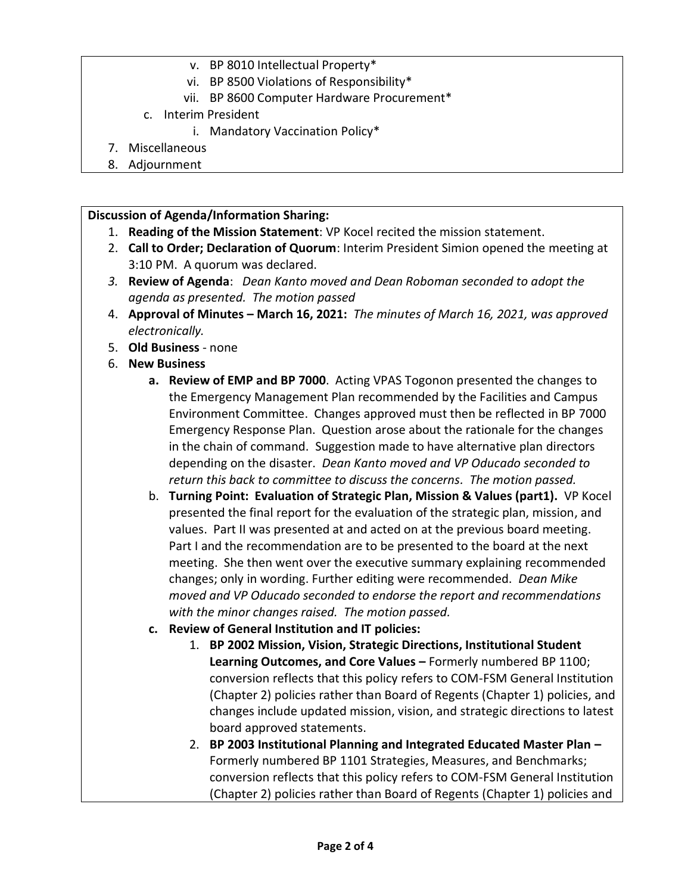v. BP 8010 Intellectual Property*
vi. BP 8500 Violations of Responsibility*
vii. BP 8600 Computer Hardware Procurement*

c. Interim President
   i. Mandatory Vaccination Policy*

7. Miscellaneous
8. Adjournment

**Discussion of Agenda/Information Sharing:**

1. **Reading of the Mission Statement**: VP Kocel recited the mission statement.
2. **Call to Order; Declaration of Quorum**: Interim President Simion opened the meeting at 3:10 PM. A quorum was declared.
3. **Review of Agenda**: *Dean Kanto moved and Dean Roboman seconded to adopt the agenda as presented. The motion passed*
4. **Approval of Minutes – March 16, 2021:** *The minutes of March 16, 2021, was approved electronically.*
5. **Old Business** - none
6. **New Business**
   a. **Review of EMP and BP 7000**. Acting VPAS Togonon presented the changes to the Emergency Management Plan recommended by the Facilities and Campus Environment Committee. Changes approved must then be reflected in BP 7000 Emergency Response Plan. Question arose about the rationale for the changes in the chain of command. Suggestion made to have alternative plan directors depending on the disaster. *Dean Kanto moved and VP Oducado seconded to return this back to committee to discuss the concerns. The motion passed.*
   b. **Turning Point: Evaluation of Strategic Plan, Mission & Values (part1).** VP Kocel presented the final report for the evaluation of the strategic plan, mission, and values. Part II was presented at and acted on at the previous board meeting. Part I and the recommendation are to be presented to the board at the next meeting. She then went over the executive summary explaining recommended changes; only in wording. Further editing were recommended. *Dean Mike moved and VP Oducado seconded to endorse the report and recommendations with the minor changes raised. The motion passed.*
   c. **Review of General Institution and IT policies:**
      1. **BP 2002 Mission, Vision, Strategic Directions, Institutional Student Learning Outcomes, and Core Values –** Formerly numbered BP 1100; conversion reflects that this policy refers to COM-FSM General Institution (Chapter 2) policies rather than Board of Regents (Chapter 1) policies, and changes include updated mission, vision, and strategic directions to latest board approved statements.
      2. **BP 2003 Institutional Planning and Integrated Educated Master Plan –** Formerly numbered BP 1101 Strategies, Measures, and Benchmarks; conversion reflects that this policy refers to COM-FSM General Institution (Chapter 2) policies rather than Board of Regents (Chapter 1) policies and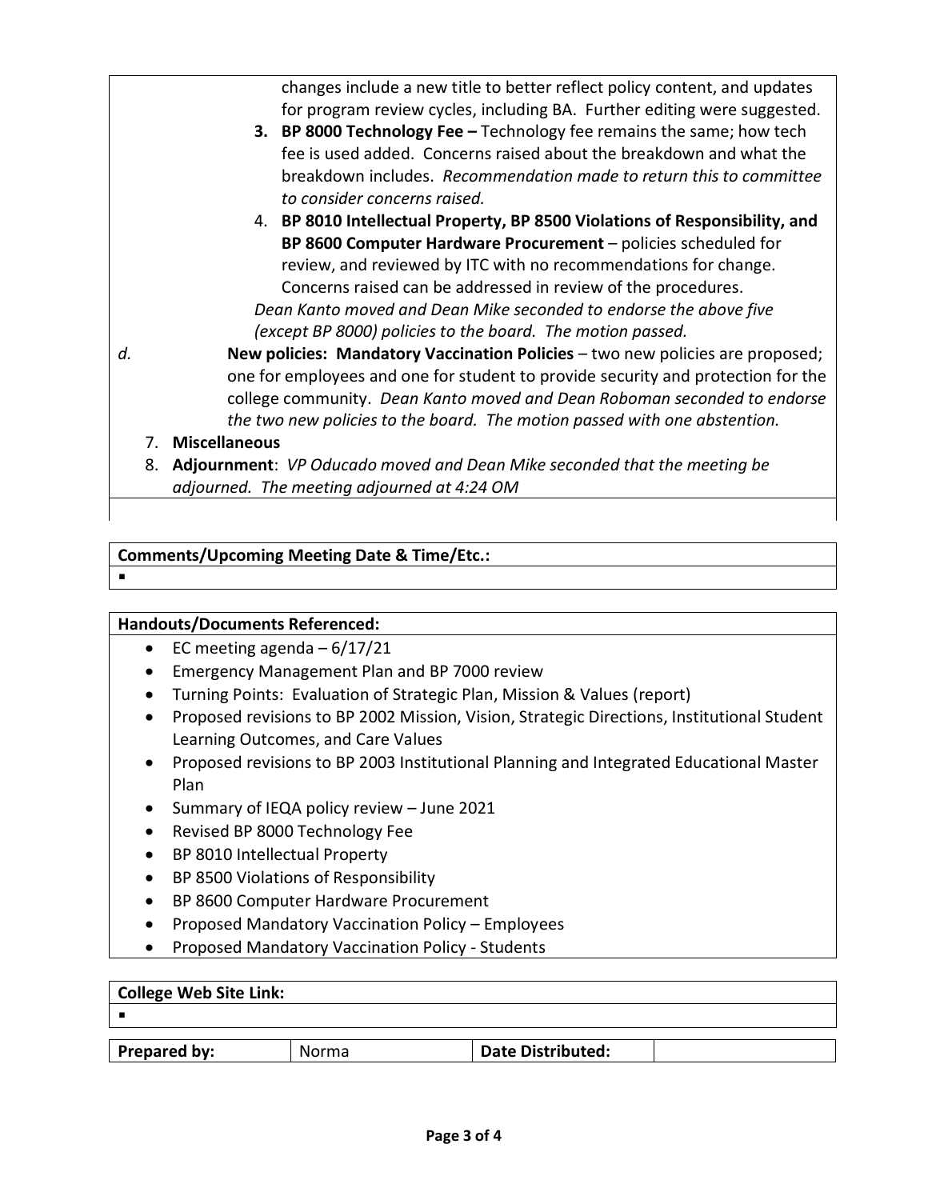changes include a new title to better reflect policy content, and updates for program review cycles, including BA. Further editing were suggested.

3. **BP 8000 Technology Fee –** Technology fee remains the same; how tech fee is used added. Concerns raised about the breakdown and what the breakdown includes. *Recommendation made to return this to committee to consider concerns raised.*
4. **BP 8010 Intellectual Property, BP 8500 Violations of Responsibility, and BP 8600 Computer Hardware Procurement** – policies scheduled for review, and reviewed by ITC with no recommendations for change. Concerns raised can be addressed in review of the procedures.

*Dean Kanto moved and Dean Mike seconded to endorse the above five (except BP 8000) policies to the board. The motion passed.*

*d.* **New policies: Mandatory Vaccination Policies** – two new policies are proposed; one for employees and one for student to provide security and protection for the college community. *Dean Kanto moved and Dean Roboman seconded to endorse the two new policies to the board. The motion passed with one abstention.*

7. **Miscellaneous**
8. **Adjournment**: *VP Oducado moved and Dean Mike seconded that the meeting be adjourned. The meeting adjourned at 4:24 OM*

**Comments/Upcoming Meeting Date & Time/Etc.:**

- 

**Handouts/Documents Referenced:**

- EC meeting agenda – 6/17/21
- Emergency Management Plan and BP 7000 review
- Turning Points: Evaluation of Strategic Plan, Mission & Values (report)
- Proposed revisions to BP 2002 Mission, Vision, Strategic Directions, Institutional Student Learning Outcomes, and Care Values
- Proposed revisions to BP 2003 Institutional Planning and Integrated Educational Master Plan
- Summary of IEQA policy review – June 2021
- Revised BP 8000 Technology Fee
- BP 8010 Intellectual Property
- BP 8500 Violations of Responsibility
- BP 8600 Computer Hardware Procurement
- Proposed Mandatory Vaccination Policy – Employees
- Proposed Mandatory Vaccination Policy - Students

**College Web Site Link:**

- 

| **Prepared by:** | Norma | **Date Distributed:** | |
| --- | --- | --- | --- |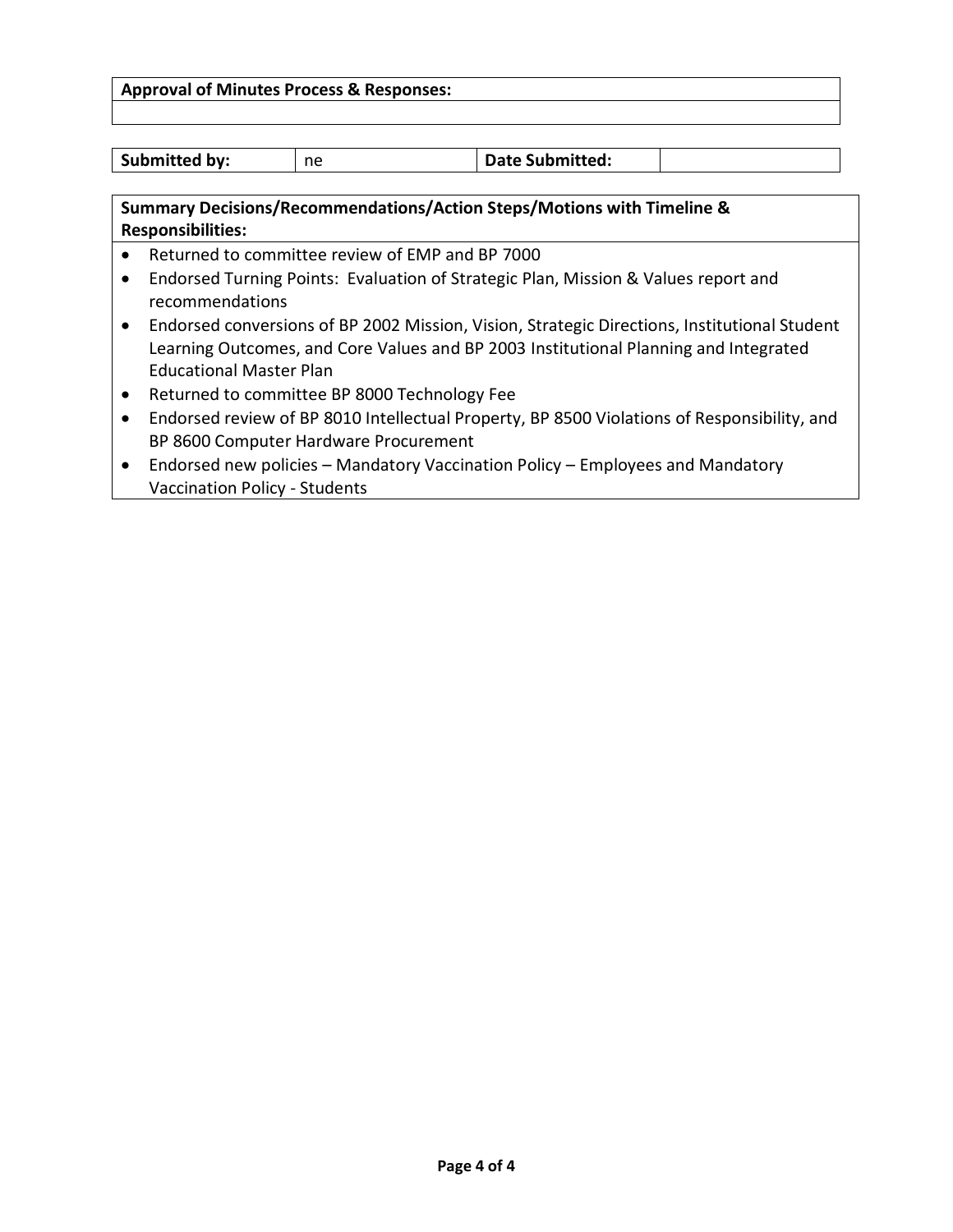| Approval of Minutes Process & Responses: |
| --- |
| |

| Submitted by: | ne | Date Submitted: | |
| --- | --- | --- | --- |

**Summary Decisions/Recommendations/Action Steps/Motions with Timeline & Responsibilities:**

- Returned to committee review of EMP and BP 7000
- Endorsed Turning Points: Evaluation of Strategic Plan, Mission & Values report and recommendations
- Endorsed conversions of BP 2002 Mission, Vision, Strategic Directions, Institutional Student Learning Outcomes, and Core Values and BP 2003 Institutional Planning and Integrated Educational Master Plan
- Returned to committee BP 8000 Technology Fee
- Endorsed review of BP 8010 Intellectual Property, BP 8500 Violations of Responsibility, and BP 8600 Computer Hardware Procurement
- Endorsed new policies – Mandatory Vaccination Policy – Employees and Mandatory Vaccination Policy - Students